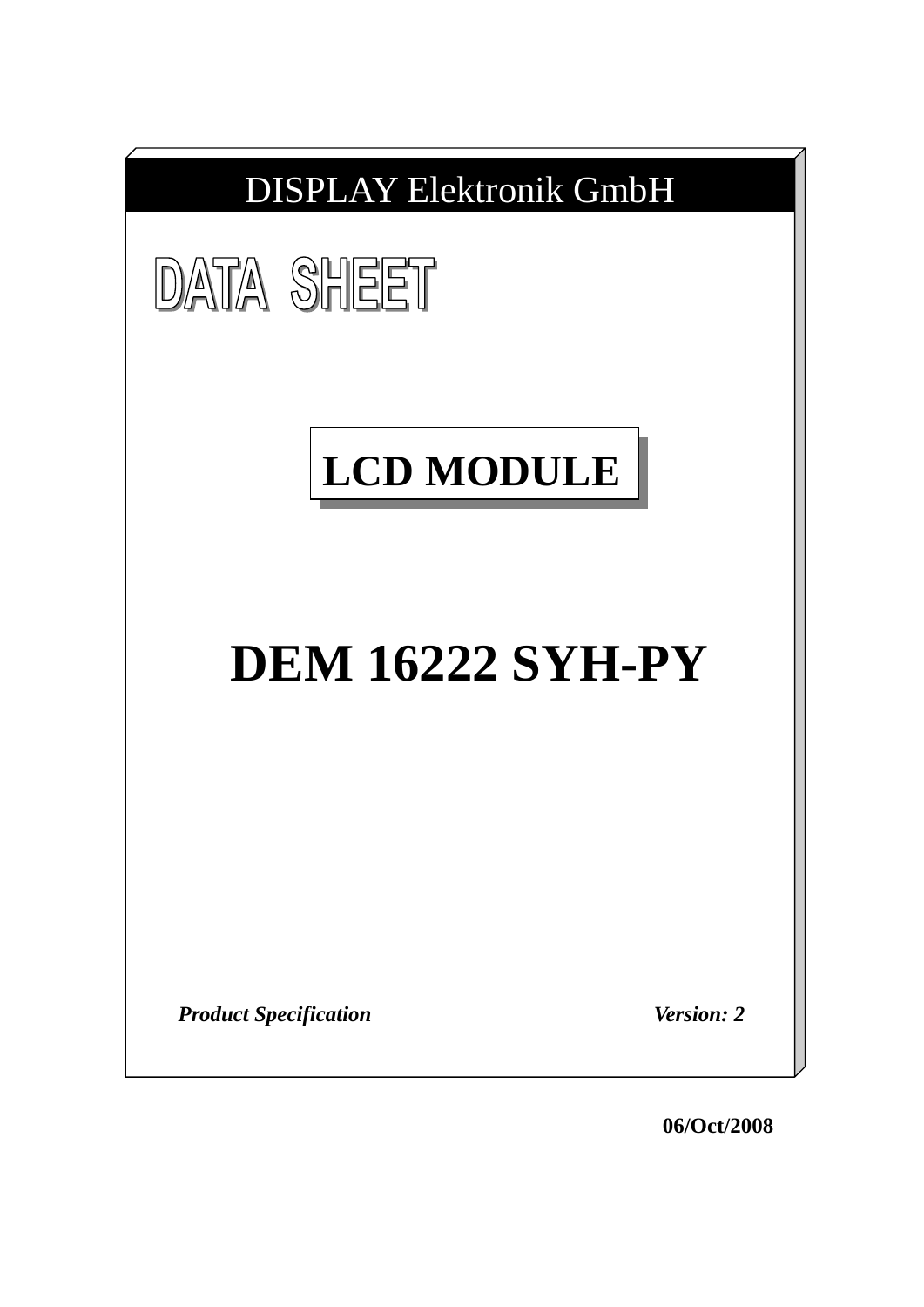DISPLAY Elektronik GmbH

# DATA SHEET

## LCD MODULE

# DEM 16222 SYH-PY

***Product Specification*** ***Version: 2***

**06/Oct/2008**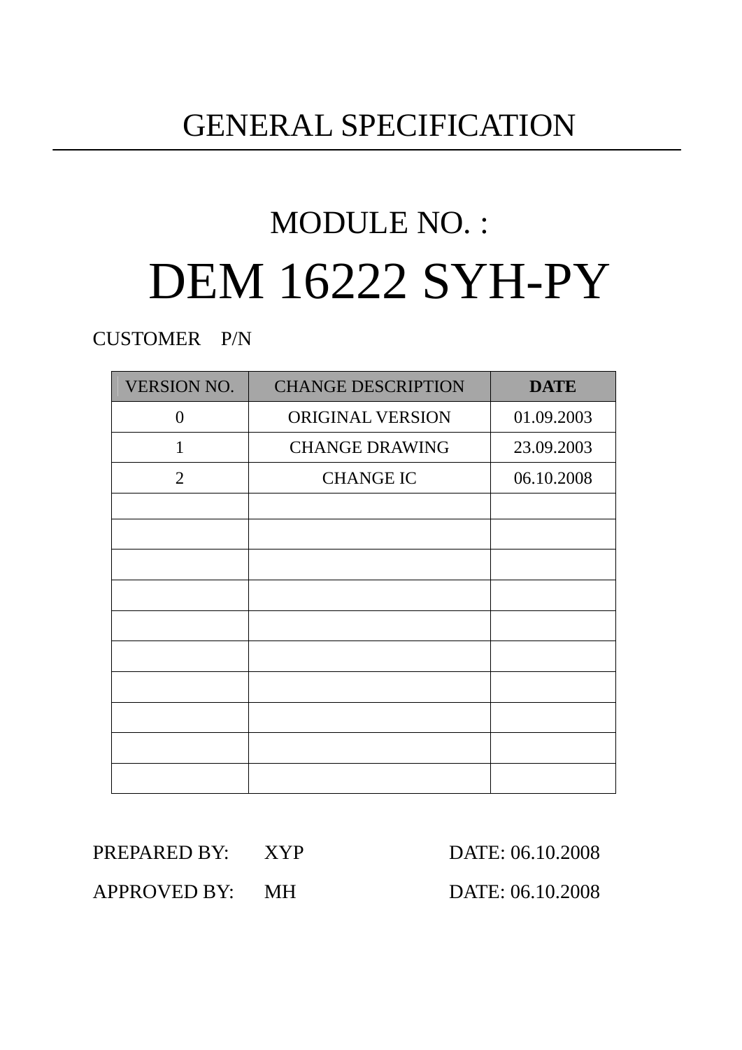# GENERAL SPECIFICATION

## MODULE NO. :

# DEM 16222 SYH-PY

CUSTOMER P/N

| VERSION NO. | CHANGE DESCRIPTION | **DATE** |
|---|---|---|
| 0 | ORIGINAL VERSION | 01.09.2003 |
| 1 | CHANGE DRAWING | 23.09.2003 |
| 2 | CHANGE IC | 06.10.2008 |
| | | |
| | | |
| | | |
| | | |
| | | |
| | | |
| | | |
| | | |
| | | |
| | | |

PREPARED BY: XYP DATE: 06.10.2008

APPROVED BY: MH DATE: 06.10.2008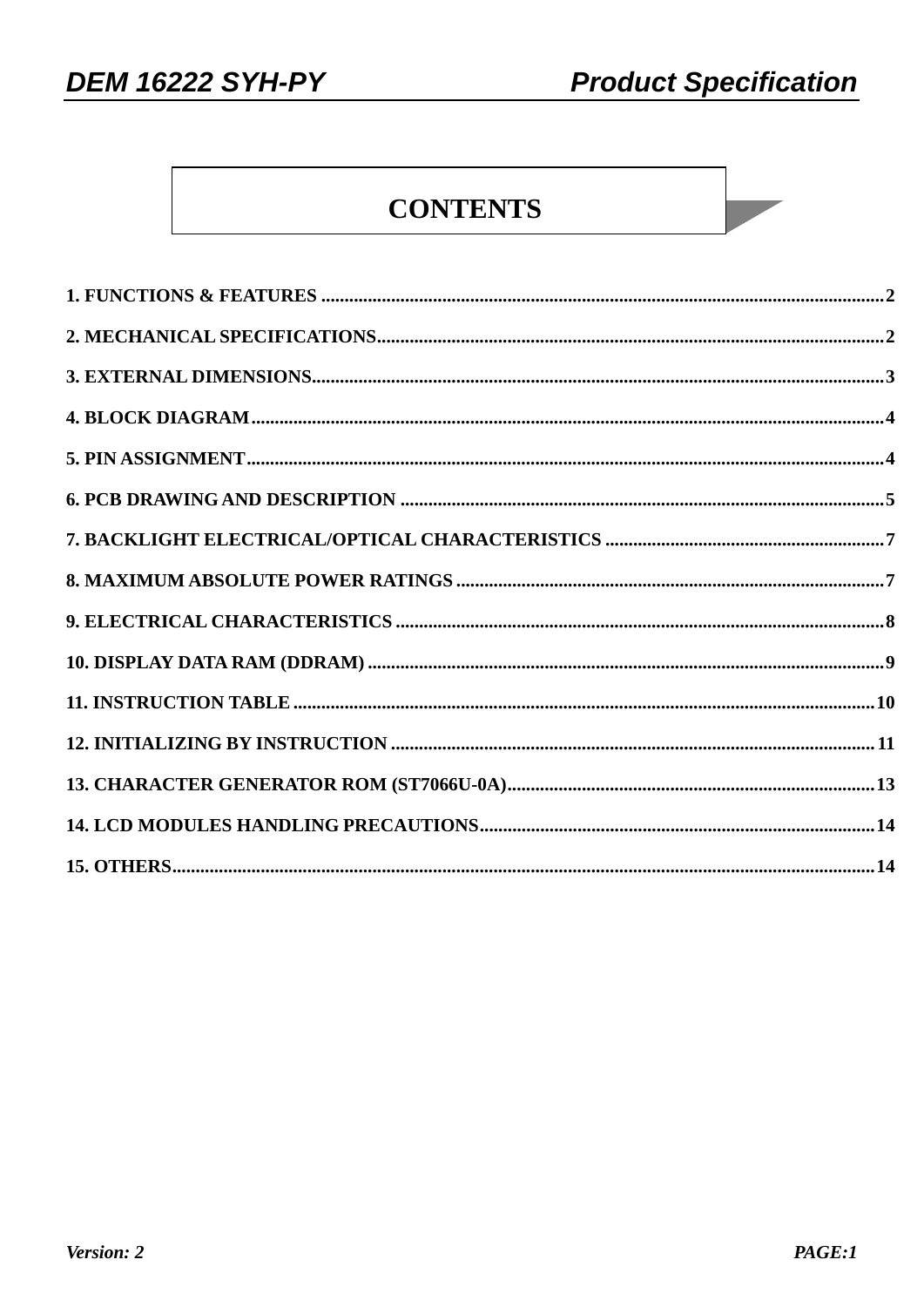# CONTENTS

1. FUNCTIONS & FEATURES ........................................................................................................2
2. MECHANICAL SPECIFICATIONS............................................................................................2
3. EXTERNAL DIMENSIONS..........................................................................................................3
4. BLOCK DIAGRAM.......................................................................................................................4
5. PIN ASSIGNMENT........................................................................................................................4
6. PCB DRAWING AND DESCRIPTION .......................................................................................5
7. BACKLIGHT ELECTRICAL/OPTICAL CHARACTERISTICS ...........................................................7
8. MAXIMUM ABSOLUTE POWER RATINGS ...........................................................................................7
9. ELECTRICAL CHARACTERISTICS ........................................................................................8
10. DISPLAY DATA RAM (DDRAM) .............................................................................................9
11. INSTRUCTION TABLE ............................................................................................................10
12. INITIALIZING BY INSTRUCTION .......................................................................................11
13. CHARACTER GENERATOR ROM (ST7066U-0A)..............................................................13
14. LCD MODULES HANDLING PRECAUTIONS....................................................................14
15. OTHERS......................................................................................................................................14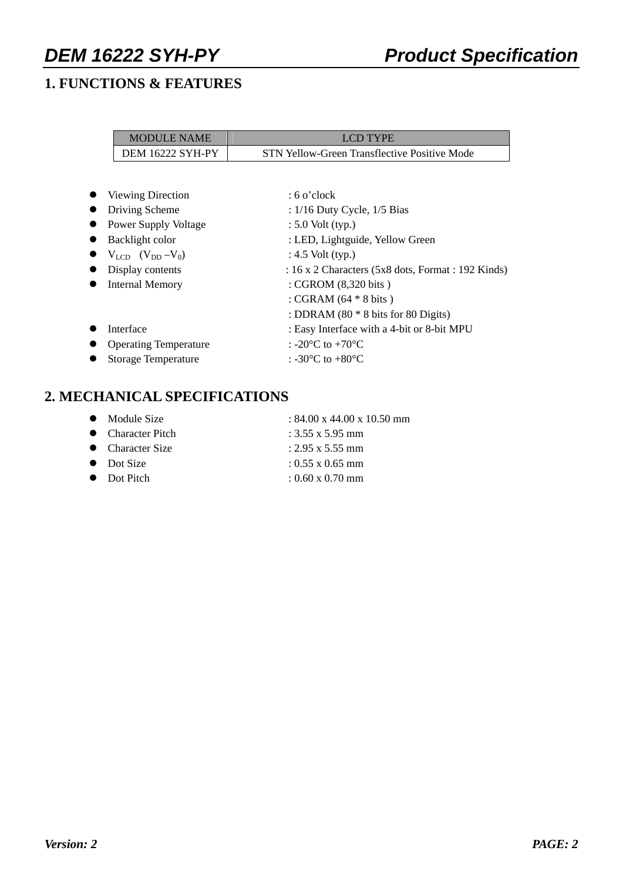## 1. FUNCTIONS & FEATURES

| MODULE NAME | LCD TYPE |
| --- | --- |
| DEM 16222 SYH-PY | STN Yellow-Green Transflective Positive Mode |

- Viewing Direction : 6 o'clock
- Driving Scheme : 1/16 Duty Cycle, 1/5 Bias
- Power Supply Voltage : 5.0 Volt (typ.)
- Backlight color : LED, Lightguide, Yellow Green
- $V_{LCD}$ ($V_{DD} - V_0$) : 4.5 Volt (typ.)
- Display contents : 16 x 2 Characters (5x8 dots, Format : 192 Kinds)
- Internal Memory : CGROM (8,320 bits )
  : CGRAM (64 * 8 bits )
  : DDRAM (80 * 8 bits for 80 Digits)
- Interface : Easy Interface with a 4-bit or 8-bit MPU
- Operating Temperature : -20°C to +70°C
- Storage Temperature : -30°C to +80°C

## 2. MECHANICAL SPECIFICATIONS

- Module Size : 84.00 x 44.00 x 10.50 mm
- Character Pitch : 3.55 x 5.95 mm
- Character Size : 2.95 x 5.55 mm
- Dot Size : 0.55 x 0.65 mm
- Dot Pitch : 0.60 x 0.70 mm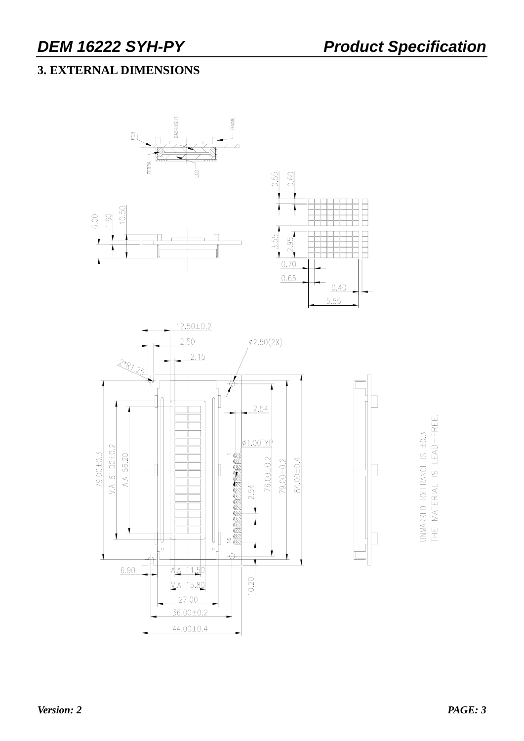## 3. EXTERNAL DIMENSIONS

UNMARKED TOLERANCE IS ±0.3

THE MATERIAL IS LEAD-FREE.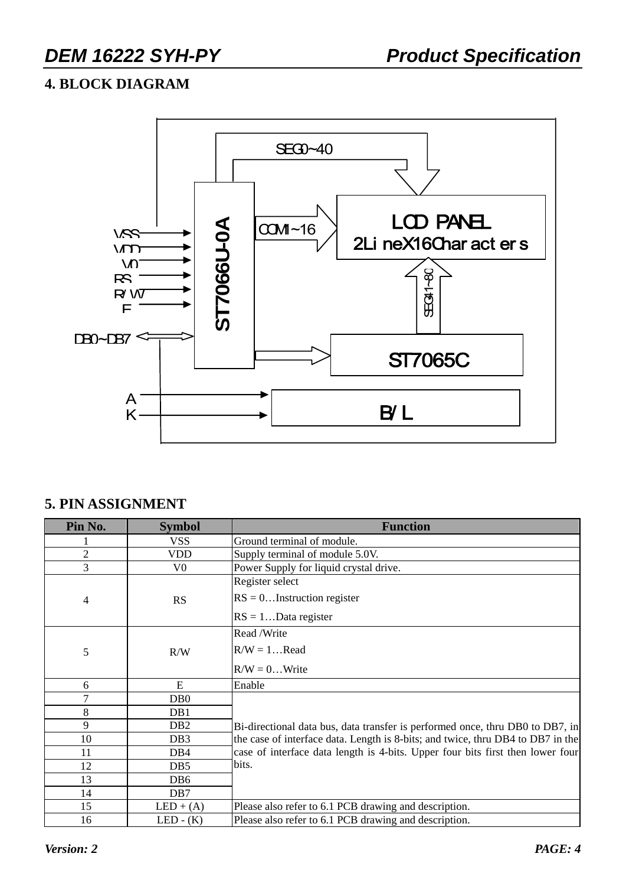## 4. BLOCK DIAGRAM

SEG0~40

LCD PANEL
2LineX16Characters

VSS
VDD
V0
RS
R/W
E

ST7066U-0A

COM1~16

SEG41~80

DB0~DB7

ST7065C

A
K

B/L

## 5. PIN ASSIGNMENT

| Pin No. | Symbol | Function |
|---|---|---|
| 1 | VSS | Ground terminal of module. |
| 2 | VDD | Supply terminal of module 5.0V. |
| 3 | V0 | Power Supply for liquid crystal drive. |
| 4 | RS | Register select<br>RS = 0…Instruction register<br>RS = 1…Data register |
| 5 | R/W | Read /Write<br>R/W = 1…Read<br>R/W = 0…Write |
| 6 | E | Enable |
| 7 | DB0 | Bi-directional data bus, data transfer is performed once, thru DB0 to DB7, in the case of interface data. Length is 8-bits; and twice, thru DB4 to DB7 in the case of interface data length is 4-bits. Upper four bits first then lower four bits. |
| 8 | DB1 | |
| 9 | DB2 | |
| 10 | DB3 | |
| 11 | DB4 | |
| 12 | DB5 | |
| 13 | DB6 | |
| 14 | DB7 | |
| 15 | LED + (A) | Please also refer to 6.1 PCB drawing and description. |
| 16 | LED - (K) | Please also refer to 6.1 PCB drawing and description. |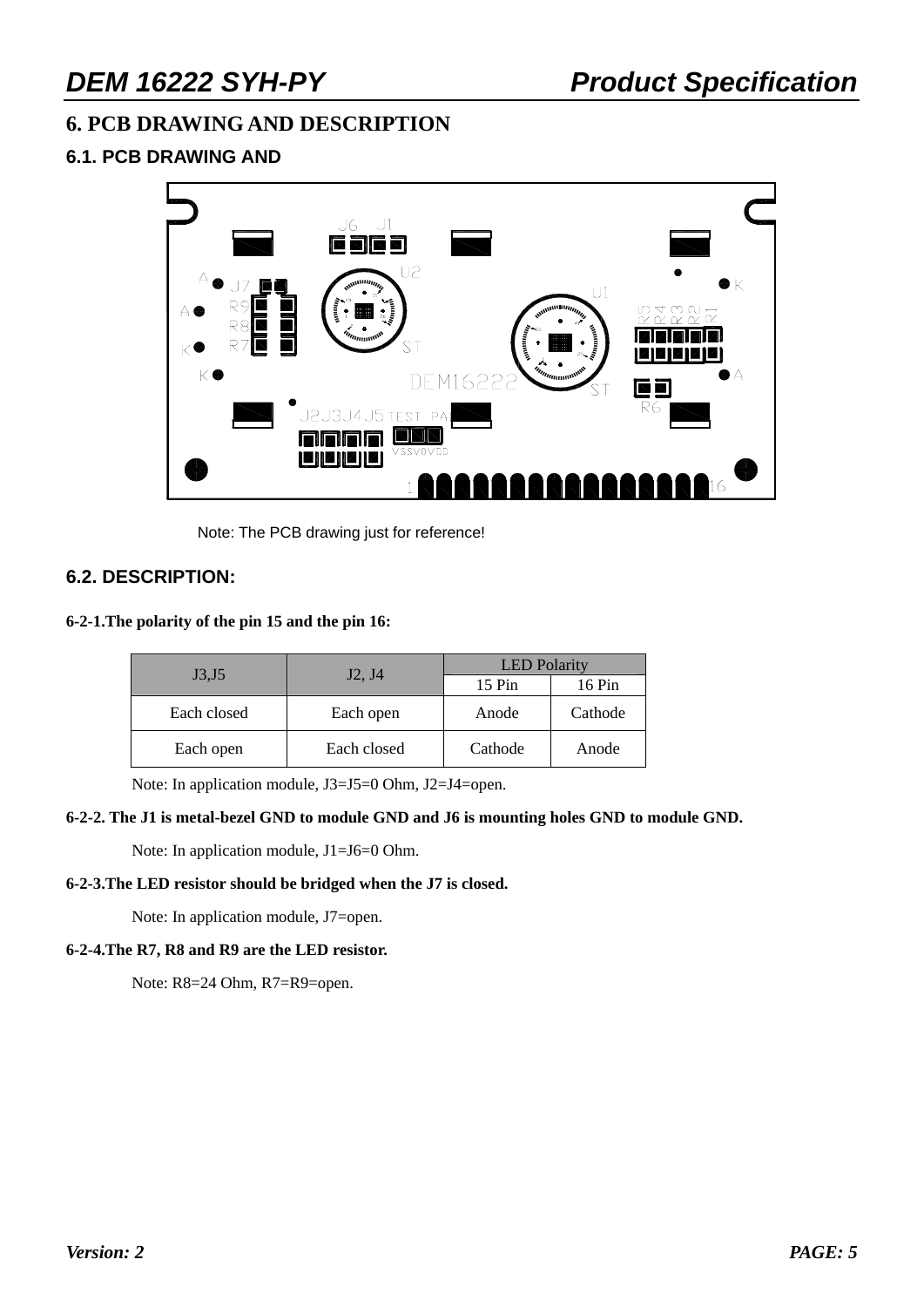# 6. PCB DRAWING AND DESCRIPTION

## 6.1. PCB DRAWING AND

Note: The PCB drawing just for reference!

## 6.2. DESCRIPTION:

**6-2-1.The polarity of the pin 15 and the pin 16:**

| J3,J5 | J2, J4 | LED Polarity | |
|---|---|---|---|
| | | 15 Pin | 16 Pin |
| Each closed | Each open | Anode | Cathode |
| Each open | Each closed | Cathode | Anode |

Note: In application module, J3=J5=0 Ohm, J2=J4=open.

**6-2-2. The J1 is metal-bezel GND to module GND and J6 is mounting holes GND to module GND.**

Note: In application module, J1=J6=0 Ohm.

**6-2-3.The LED resistor should be bridged when the J7 is closed.**

Note: In application module, J7=open.

**6-2-4.The R7, R8 and R9 are the LED resistor.**

Note: R8=24 Ohm, R7=R9=open.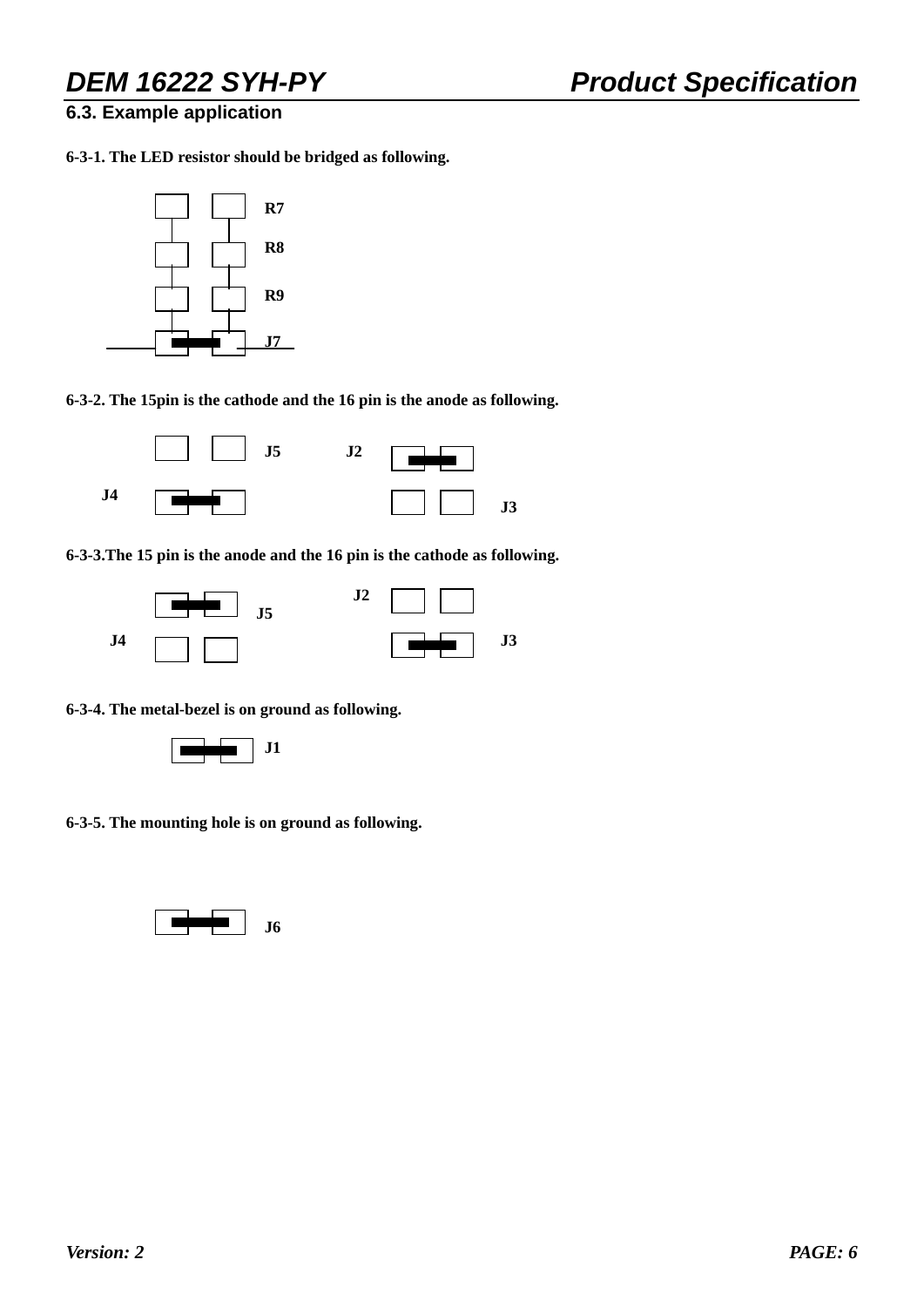## 6.3. Example application

**6-3-1. The LED resistor should be bridged as following.**

R7

R8

R9

J7

**6-3-2. The 15pin is the cathode and the 16 pin is the anode as following.**

J5 J2

J4

J3

**6-3-3.The 15 pin is the anode and the 16 pin is the cathode as following.**

J2

J5

J4 J3

**6-3-4. The metal-bezel is on ground as following.**

J1

**6-3-5. The mounting hole is on ground as following.**

J6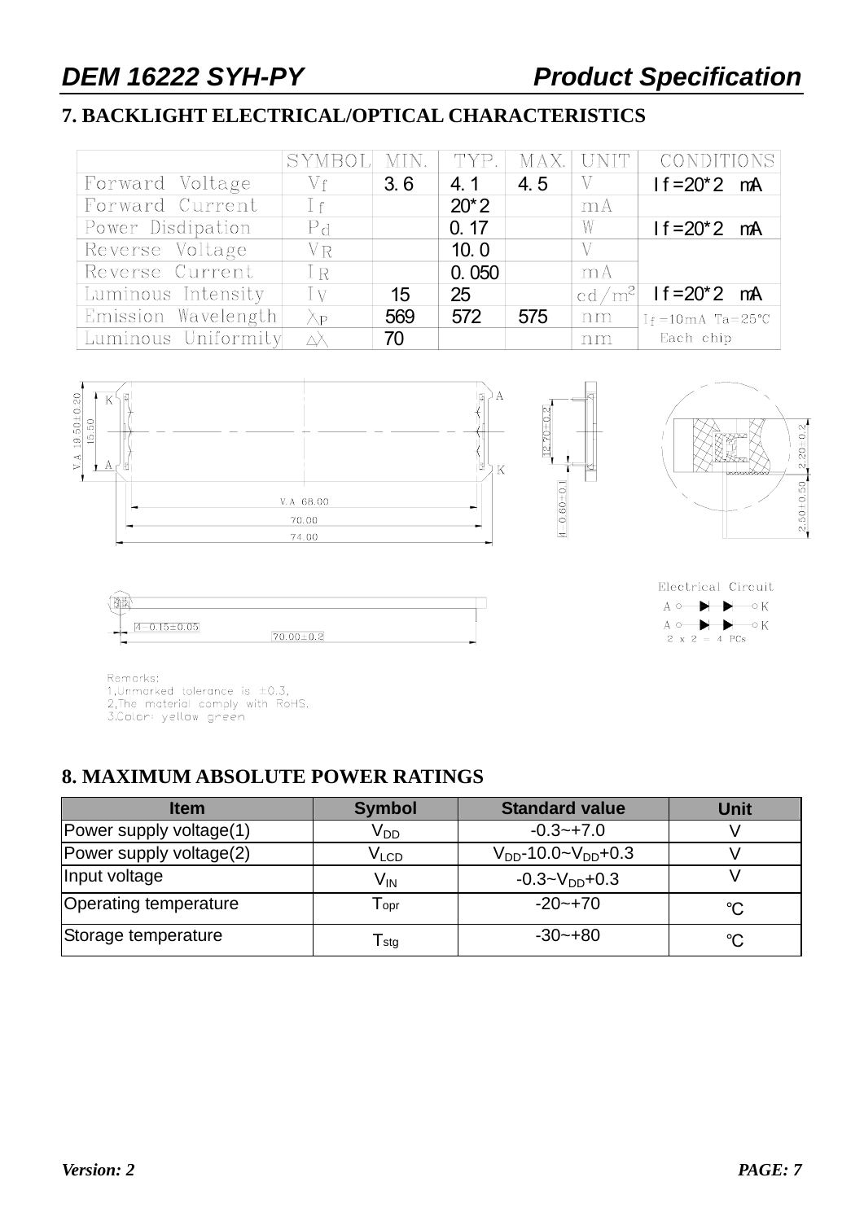## 7. BACKLIGHT ELECTRICAL/OPTICAL CHARACTERISTICS

| | SYMBOL | MIN. | TYP. | MAX. | UNIT | CONDITIONS |
|---|---|---|---|---|---|---|
| Forward Voltage | $V_f$ | 3.6 | 4.1 | 4.5 | V | If=20*2 mA |
| Forward Current | $I_f$ | | 20*2 | | mA | |
| Power Disdipation | $P_d$ | | 0.17 | | W | If=20*2 mA |
| Reverse Voltage | $V_R$ | | 10.0 | | V | |
| Reverse Current | $I_R$ | | 0.050 | | mA | |
| Luminous Intensity | $I_V$ | 15 | 25 | | cd/m$^2$ | If=20*2 mA |
| Emission Wavelength | $\lambda_P$ | 569 | 572 | 575 | nm | $I_f$=10mA Ta=25℃ |
| Luminous Uniformity | $\triangle\lambda$ | 70 | | | nm | Each chip |

Remarks:
1.Unmarked tolerance is ±0.3.
2.The material comply with RoHS.
3.Color: yellow green

Electrical Circuit
2 x 2 = 4 PCs

## 8. MAXIMUM ABSOLUTE POWER RATINGS

| Item | Symbol | Standard value | Unit |
|---|---|---|---|
| Power supply voltage(1) | $V_{DD}$ | -0.3~+7.0 | V |
| Power supply voltage(2) | $V_{LCD}$ | $V_{DD}$-10.0~$V_{DD}$+0.3 | V |
| Input voltage | $V_{IN}$ | -0.3~$V_{DD}$+0.3 | V |
| Operating temperature | $T_{opr}$ | -20~+70 | ℃ |
| Storage temperature | $T_{stg}$ | -30~+80 | ℃ |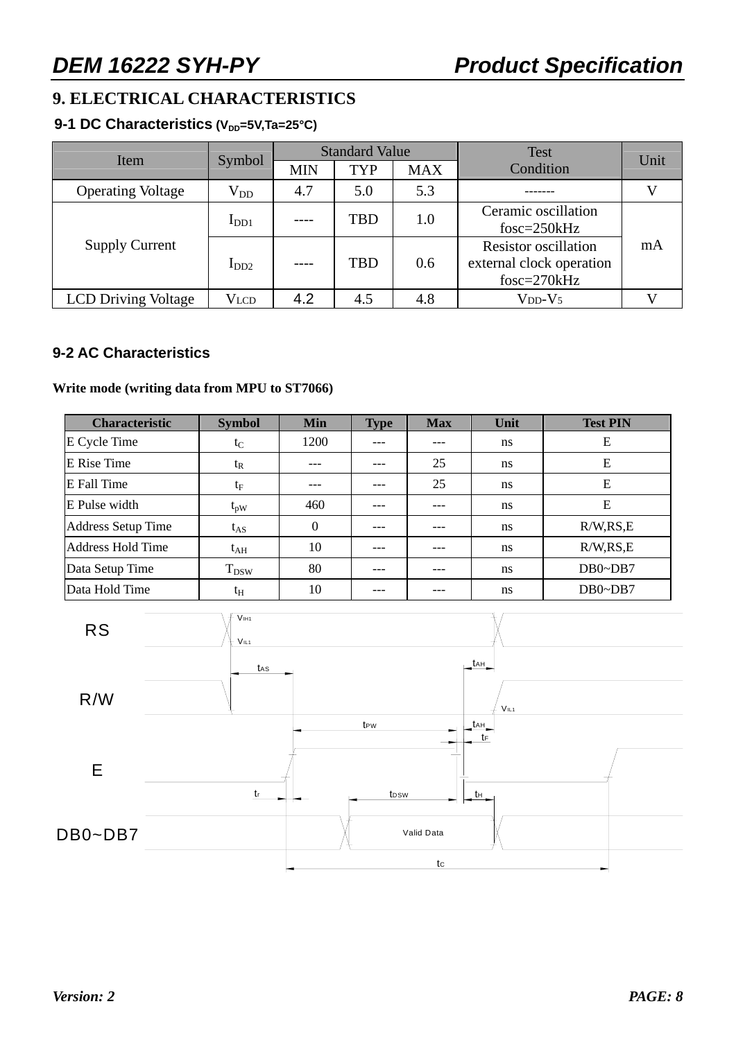## 9. ELECTRICAL CHARACTERISTICS

### 9-1 DC Characteristics ($V_{DD}$=5V,Ta=25°C)

| Item | Symbol | Standard Value | | | Test Condition | Unit |
|---|---|---|---|---|---|---|
| | | MIN | TYP | MAX | | |
| Operating Voltage | $V_{DD}$ | 4.7 | 5.0 | 5.3 | ------- | V |
| Supply Current | $I_{DD1}$ | ---- | TBD | 1.0 | Ceramic oscillation fosc=250kHz | mA |
| | $I_{DD2}$ | ---- | TBD | 0.6 | Resistor oscillation external clock operation fosc=270kHz | |
| LCD Driving Voltage | VLCD | 4.2 | 4.5 | 4.8 | VDD-V5 | V |

### 9-2 AC Characteristics

**Write mode (writing data from MPU to ST7066)**

| Characteristic | Symbol | Min | Type | Max | Unit | Test PIN |
|---|---|---|---|---|---|---|
| E Cycle Time | $t_C$ | 1200 | --- | --- | ns | E |
| E Rise Time | $t_R$ | --- | --- | 25 | ns | E |
| E Fall Time | $t_F$ | --- | --- | 25 | ns | E |
| E Pulse width | $t_{pW}$ | 460 | --- | --- | ns | E |
| Address Setup Time | $t_{AS}$ | 0 | --- | --- | ns | R/W,RS,E |
| Address Hold Time | $t_{AH}$ | 10 | --- | --- | ns | R/W,RS,E |
| Data Setup Time | $T_{DSW}$ | 80 | --- | --- | ns | DB0~DB7 |
| Data Hold Time | $t_H$ | 10 | --- | --- | ns | DB0~DB7 |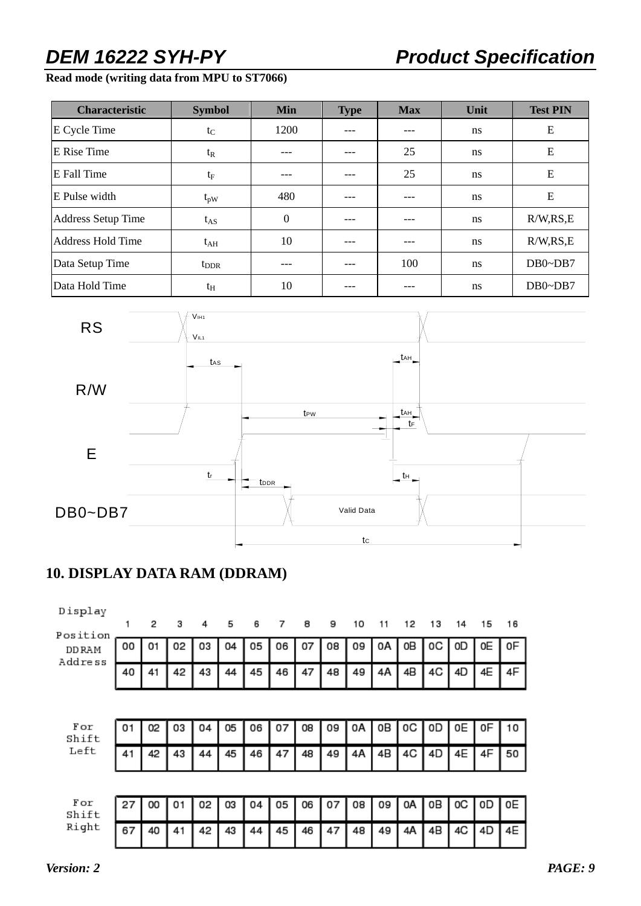**Read mode (writing data from MPU to ST7066)**

| Characteristic | Symbol | Min | Type | Max | Unit | Test PIN |
|---|---|---|---|---|---|---|
| E Cycle Time | $t_C$ | 1200 | --- | --- | ns | E |
| E Rise Time | $t_R$ | --- | --- | 25 | ns | E |
| E Fall Time | $t_F$ | --- | --- | 25 | ns | E |
| E Pulse width | $t_{pW}$ | 480 | --- | --- | ns | E |
| Address Setup Time | $t_{AS}$ | 0 | --- | --- | ns | R/W,RS,E |
| Address Hold Time | $t_{AH}$ | 10 | --- | --- | ns | R/W,RS,E |
| Data Setup Time | $t_{DDR}$ | --- | --- | 100 | ns | DB0~DB7 |
| Data Hold Time | $t_H$ | 10 | --- | --- | ns | DB0~DB7 |

RS, R/W, E, DB0~DB7 — $V_{IH1}$, $V_{IL1}$, $t_{AS}$, $t_{AH}$, $t_{PW}$, $t_F$, $t_r$, $t_{DDR}$, $t_H$, Valid Data, $t_C$

## 10. DISPLAY DATA RAM (DDRAM)

| Display Position | 1 | 2 | 3 | 4 | 5 | 6 | 7 | 8 | 9 | 10 | 11 | 12 | 13 | 14 | 15 | 16 |
|---|---|---|---|---|---|---|---|---|---|---|---|---|---|---|---|---|
| DDRAM Address | 00 | 01 | 02 | 03 | 04 | 05 | 06 | 07 | 08 | 09 | 0A | 0B | 0C | 0D | 0E | 0F |
| | 40 | 41 | 42 | 43 | 44 | 45 | 46 | 47 | 48 | 49 | 4A | 4B | 4C | 4D | 4E | 4F |

| For Shift Left | | | | | | | | | | | | | | | | |
|---|---|---|---|---|---|---|---|---|---|---|---|---|---|---|---|---|
| | 01 | 02 | 03 | 04 | 05 | 06 | 07 | 08 | 09 | 0A | 0B | 0C | 0D | 0E | 0F | 10 |
| | 41 | 42 | 43 | 44 | 45 | 46 | 47 | 48 | 49 | 4A | 4B | 4C | 4D | 4E | 4F | 50 |

| For Shift Right | | | | | | | | | | | | | | | | |
|---|---|---|---|---|---|---|---|---|---|---|---|---|---|---|---|---|
| | 27 | 00 | 01 | 02 | 03 | 04 | 05 | 06 | 07 | 08 | 09 | 0A | 0B | 0C | 0D | 0E |
| | 67 | 40 | 41 | 42 | 43 | 44 | 45 | 46 | 47 | 48 | 49 | 4A | 4B | 4C | 4D | 4E |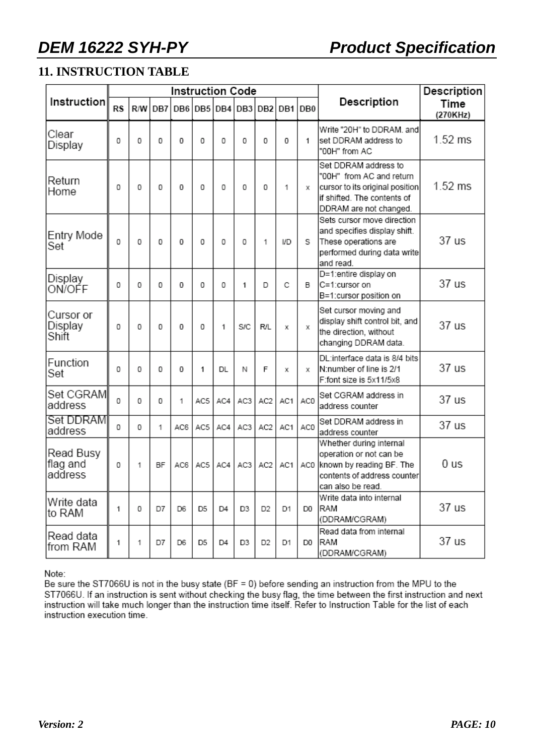## 11. INSTRUCTION TABLE

| Instruction | Instruction Code | | | | | | | | | | Description | Description Time (270KHz) |
|---|---|---|---|---|---|---|---|---|---|---|---|---|
| | RS | R/W | DB7 | DB6 | DB5 | DB4 | DB3 | DB2 | DB1 | DB0 | | |
| Clear Display | 0 | 0 | 0 | 0 | 0 | 0 | 0 | 0 | 0 | 1 | Write "20H" to DDRAM. and set DDRAM address to "00H" from AC | 1.52 ms |
| Return Home | 0 | 0 | 0 | 0 | 0 | 0 | 0 | 0 | 1 | x | Set DDRAM address to "00H" from AC and return cursor to its original position if shifted. The contents of DDRAM are not changed. | 1.52 ms |
| Entry Mode Set | 0 | 0 | 0 | 0 | 0 | 0 | 0 | 1 | I/D | S | Sets cursor move direction and specifies display shift. These operations are performed during data write and read. | 37 us |
| Display ON/OFF | 0 | 0 | 0 | 0 | 0 | 0 | 1 | D | C | B | D=1:entire display on C=1:cursor on B=1:cursor position on | 37 us |
| Cursor or Display Shift | 0 | 0 | 0 | 0 | 0 | 1 | S/C | R/L | x | x | Set cursor moving and display shift control bit, and the direction, without changing DDRAM data. | 37 us |
| Function Set | 0 | 0 | 0 | 0 | 1 | DL | N | F | x | x | DL:interface data is 8/4 bits N:number of line is 2/1 F:font size is 5x11/5x8 | 37 us |
| Set CGRAM address | 0 | 0 | 0 | 1 | AC5 | AC4 | AC3 | AC2 | AC1 | AC0 | Set CGRAM address in address counter | 37 us |
| Set DDRAM address | 0 | 0 | 1 | AC6 | AC5 | AC4 | AC3 | AC2 | AC1 | AC0 | Set DDRAM address in address counter | 37 us |
| Read Busy flag and address | 0 | 1 | BF | AC6 | AC5 | AC4 | AC3 | AC2 | AC1 | AC0 | Whether during internal operation or not can be known by reading BF. The contents of address counter can also be read. | 0 us |
| Write data to RAM | 1 | 0 | D7 | D6 | D5 | D4 | D3 | D2 | D1 | D0 | Write data into internal RAM (DDRAM/CGRAM) | 37 us |
| Read data from RAM | 1 | 1 | D7 | D6 | D5 | D4 | D3 | D2 | D1 | D0 | Read data from internal RAM (DDRAM/CGRAM) | 37 us |

Note:
Be sure the ST7066U is not in the busy state (BF = 0) before sending an instruction from the MPU to the ST7066U. If an instruction is sent without checking the busy flag, the time between the first instruction and next instruction will take much longer than the instruction time itself. Refer to Instruction Table for the list of each instruction execution time.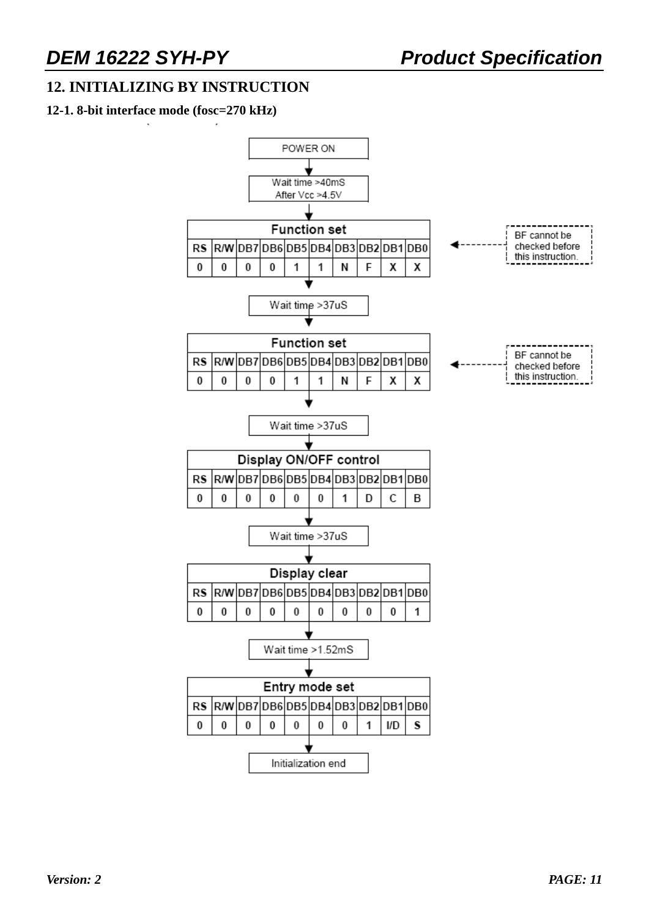## 12. INITIALIZING BY INSTRUCTION

### 12-1. 8-bit interface mode (fosc=270 kHz)

POWER ON

↓

Wait time >40mS
After Vcc >4.5V

↓

**Function set** (BF cannot be checked before this instruction.)

| RS | R/W | DB7 | DB6 | DB5 | DB4 | DB3 | DB2 | DB1 | DB0 |
|---|---|---|---|---|---|---|---|---|---|
| 0 | 0 | 0 | 0 | 1 | 1 | N | F | X | X |

↓

Wait time >37uS

↓

**Function set** (BF cannot be checked before this instruction.)

| RS | R/W | DB7 | DB6 | DB5 | DB4 | DB3 | DB2 | DB1 | DB0 |
|---|---|---|---|---|---|---|---|---|---|
| 0 | 0 | 0 | 0 | 1 | 1 | N | F | X | X |

↓

Wait time >37uS

↓

**Display ON/OFF control**

| RS | R/W | DB7 | DB6 | DB5 | DB4 | DB3 | DB2 | DB1 | DB0 |
|---|---|---|---|---|---|---|---|---|---|
| 0 | 0 | 0 | 0 | 0 | 0 | 1 | D | C | B |

↓

Wait time >37uS

↓

**Display clear**

| RS | R/W | DB7 | DB6 | DB5 | DB4 | DB3 | DB2 | DB1 | DB0 |
|---|---|---|---|---|---|---|---|---|---|
| 0 | 0 | 0 | 0 | 0 | 0 | 0 | 0 | 0 | 1 |

↓

Wait time >1.52mS

↓

**Entry mode set**

| RS | R/W | DB7 | DB6 | DB5 | DB4 | DB3 | DB2 | DB1 | DB0 |
|---|---|---|---|---|---|---|---|---|---|
| 0 | 0 | 0 | 0 | 0 | 0 | 0 | 1 | I/D | S |

↓

Initialization end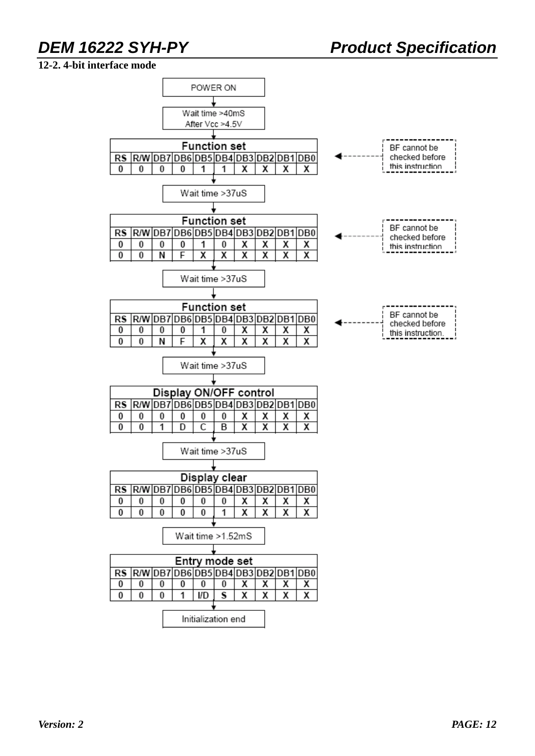### 12-2. 4-bit interface mode

POWER ON

↓

Wait time >40mS
After Vcc >4.5V

↓

**Function set** (BF cannot be checked before this instruction)

| RS | R/W | DB7 | DB6 | DB5 | DB4 | DB3 | DB2 | DB1 | DB0 |
|---|---|---|---|---|---|---|---|---|---|
| 0 | 0 | 0 | 0 | 1 | 1 | X | X | X | X |

↓

Wait time >37uS

↓

**Function set** (BF cannot be checked before this instruction)

| RS | R/W | DB7 | DB6 | DB5 | DB4 | DB3 | DB2 | DB1 | DB0 |
|---|---|---|---|---|---|---|---|---|---|
| 0 | 0 | 0 | 0 | 1 | 0 | X | X | X | X |
| 0 | 0 | N | F | X | X | X | X | X | X |

↓

Wait time >37uS

↓

**Function set** (BF cannot be checked before this instruction.)

| RS | R/W | DB7 | DB6 | DB5 | DB4 | DB3 | DB2 | DB1 | DB0 |
|---|---|---|---|---|---|---|---|---|---|
| 0 | 0 | 0 | 0 | 1 | 0 | X | X | X | X |
| 0 | 0 | N | F | X | X | X | X | X | X |

↓

Wait time >37uS

↓

**Display ON/OFF control**

| RS | R/W | DB7 | DB6 | DB5 | DB4 | DB3 | DB2 | DB1 | DB0 |
|---|---|---|---|---|---|---|---|---|---|
| 0 | 0 | 0 | 0 | 0 | 0 | X | X | X | X |
| 0 | 0 | 1 | D | C | B | X | X | X | X |

↓

Wait time >37uS

↓

**Display clear**

| RS | R/W | DB7 | DB6 | DB5 | DB4 | DB3 | DB2 | DB1 | DB0 |
|---|---|---|---|---|---|---|---|---|---|
| 0 | 0 | 0 | 0 | 0 | 0 | X | X | X | X |
| 0 | 0 | 0 | 0 | 0 | 1 | X | X | X | X |

↓

Wait time >1.52mS

↓

**Entry mode set**

| RS | R/W | DB7 | DB6 | DB5 | DB4 | DB3 | DB2 | DB1 | DB0 |
|---|---|---|---|---|---|---|---|---|---|
| 0 | 0 | 0 | 0 | 0 | 0 | X | X | X | X |
| 0 | 0 | 0 | 1 | I/D | S | X | X | X | X |

↓

Initialization end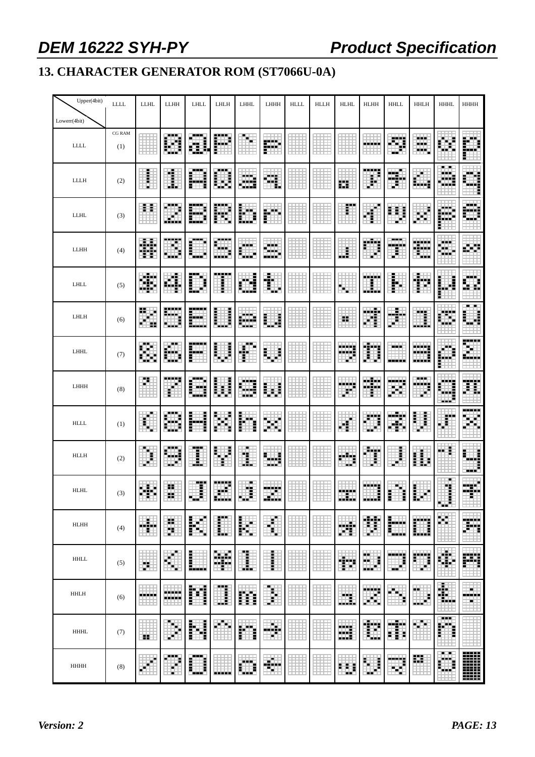## 13. CHARACTER GENERATOR ROM (ST7066U-0A)

| Upper(4bit) / Lower(4bit) | LLLL | LLHL | LLHH | LHLL | LHLH | LHHL | LHHH | HLLL | HLLH | HLHL | HLHH | HHLL | HHLH | HHHL | HHHH |
|---|---|---|---|---|---|---|---|---|---|---|---|---|---|---|---|
| LLLL | CG RAM (1) | | | | | | | | | | | | | | |
| LLLH | (2) | | | | | | | | | | | | | | |
| LLHL | (3) | | | | | | | | | | | | | | |
| LLHH | (4) | | | | | | | | | | | | | | |
| LHLL | (5) | | | | | | | | | | | | | | |
| LHLH | (6) | | | | | | | | | | | | | | |
| LHHL | (7) | | | | | | | | | | | | | | |
| LHHH | (8) | | | | | | | | | | | | | | |
| HLLL | (1) | | | | | | | | | | | | | | |
| HLLH | (2) | | | | | | | | | | | | | | |
| HLHL | (3) | | | | | | | | | | | | | | |
| HLHH | (4) | | | | | | | | | | | | | | |
| HHLL | (5) | | | | | | | | | | | | | | |
| HHLH | (6) | | | | | | | | | | | | | | |
| HHHL | (7) | | | | | | | | | | | | | | |
| HHHH | (8) | | | | | | | | | | | | | | |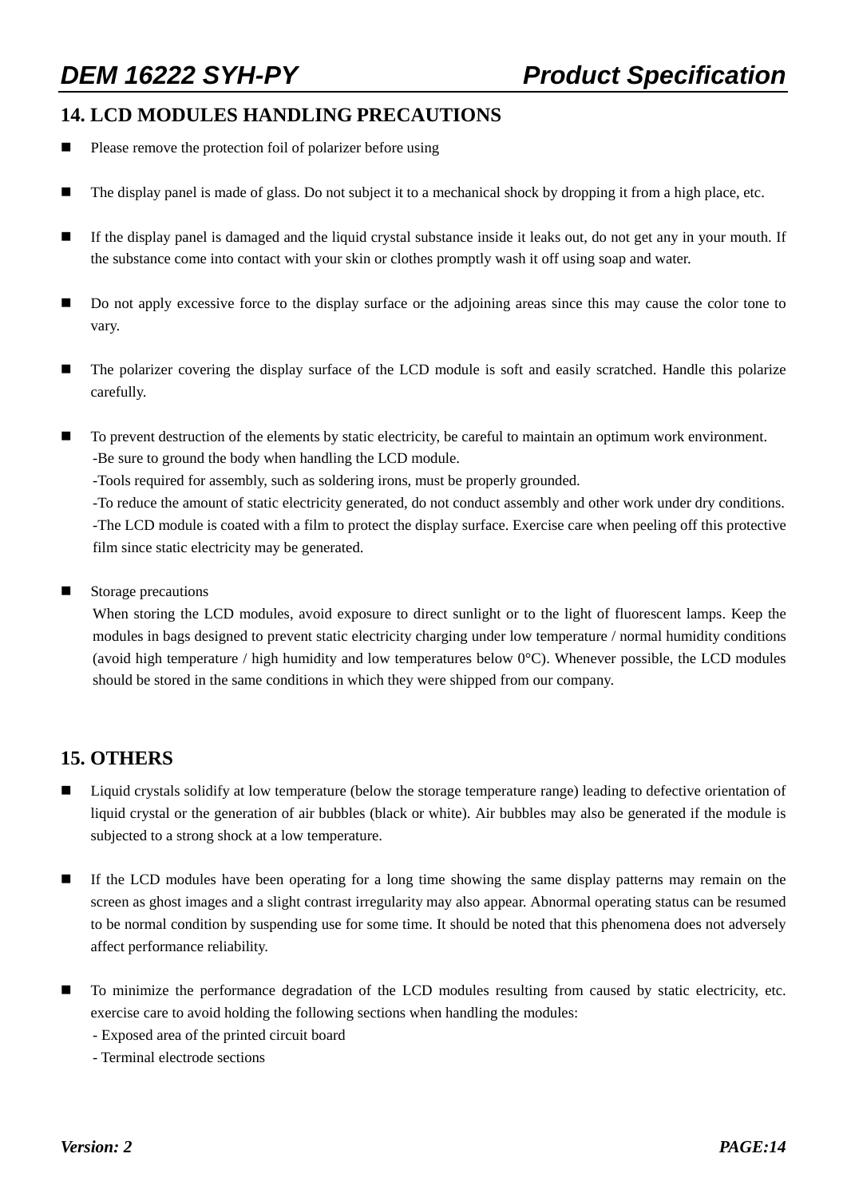## 14. LCD MODULES HANDLING PRECAUTIONS

- Please remove the protection foil of polarizer before using

- The display panel is made of glass. Do not subject it to a mechanical shock by dropping it from a high place, etc.

- If the display panel is damaged and the liquid crystal substance inside it leaks out, do not get any in your mouth. If the substance come into contact with your skin or clothes promptly wash it off using soap and water.

- Do not apply excessive force to the display surface or the adjoining areas since this may cause the color tone to vary.

- The polarizer covering the display surface of the LCD module is soft and easily scratched. Handle this polarize carefully.

- To prevent destruction of the elements by static electricity, be careful to maintain an optimum work environment.
  -Be sure to ground the body when handling the LCD module.
  -Tools required for assembly, such as soldering irons, must be properly grounded.
  -To reduce the amount of static electricity generated, do not conduct assembly and other work under dry conditions.
  -The LCD module is coated with a film to protect the display surface. Exercise care when peeling off this protective film since static electricity may be generated.

- Storage precautions
  When storing the LCD modules, avoid exposure to direct sunlight or to the light of fluorescent lamps. Keep the modules in bags designed to prevent static electricity charging under low temperature / normal humidity conditions (avoid high temperature / high humidity and low temperatures below 0°C). Whenever possible, the LCD modules should be stored in the same conditions in which they were shipped from our company.

## 15. OTHERS

- Liquid crystals solidify at low temperature (below the storage temperature range) leading to defective orientation of liquid crystal or the generation of air bubbles (black or white). Air bubbles may also be generated if the module is subjected to a strong shock at a low temperature.

- If the LCD modules have been operating for a long time showing the same display patterns may remain on the screen as ghost images and a slight contrast irregularity may also appear. Abnormal operating status can be resumed to be normal condition by suspending use for some time. It should be noted that this phenomena does not adversely affect performance reliability.

- To minimize the performance degradation of the LCD modules resulting from caused by static electricity, etc. exercise care to avoid holding the following sections when handling the modules:
  - Exposed area of the printed circuit board
  - Terminal electrode sections